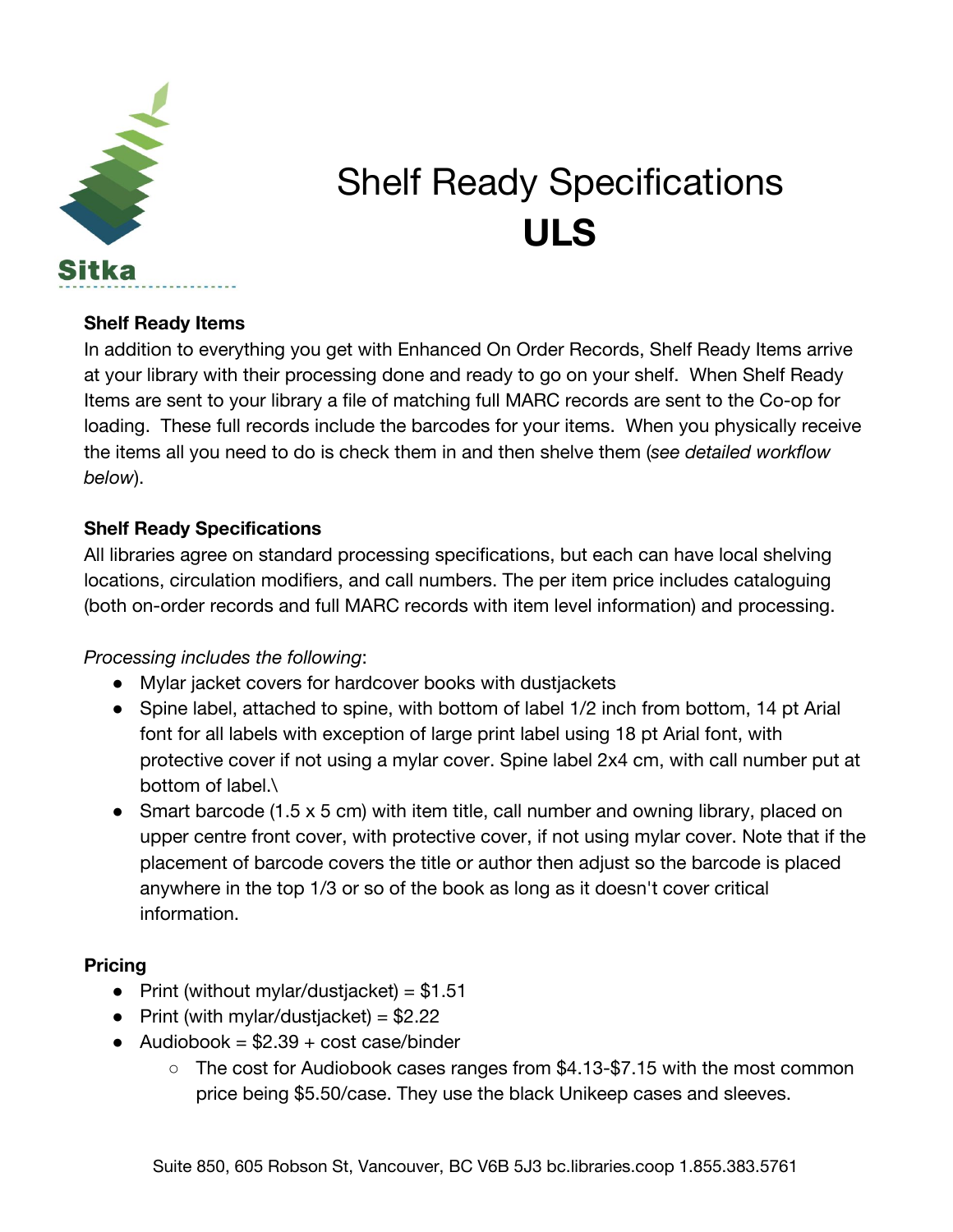Sitka

# Shelf Ready Specifications
# **ULS**

### Shelf Ready Items

In addition to everything you get with Enhanced On Order Records, Shelf Ready Items arrive at your library with their processing done and ready to go on your shelf. When Shelf Ready Items are sent to your library a file of matching full MARC records are sent to the Co-op for loading. These full records include the barcodes for your items. When you physically receive the items all you need to do is check them in and then shelve them (*see detailed workflow below*).

### Shelf Ready Specifications

All libraries agree on standard processing specifications, but each can have local shelving locations, circulation modifiers, and call numbers. The per item price includes cataloguing (both on-order records and full MARC records with item level information) and processing.

*Processing includes the following*:

- Mylar jacket covers for hardcover books with dustjackets
- Spine label, attached to spine, with bottom of label 1/2 inch from bottom, 14 pt Arial font for all labels with exception of large print label using 18 pt Arial font, with protective cover if not using a mylar cover. Spine label 2x4 cm, with call number put at bottom of label.\
- Smart barcode (1.5 x 5 cm) with item title, call number and owning library, placed on upper centre front cover, with protective cover, if not using mylar cover. Note that if the placement of barcode covers the title or author then adjust so the barcode is placed anywhere in the top 1/3 or so of the book as long as it doesn't cover critical information.

### Pricing

- Print (without mylar/dustjacket) = $1.51
- Print (with mylar/dustjacket) = $2.22
- Audiobook = $2.39 + cost case/binder
  - The cost for Audiobook cases ranges from $4.13-$7.15 with the most common price being $5.50/case. They use the black Unikeep cases and sleeves.

Suite 850, 605 Robson St, Vancouver, BC V6B 5J3 bc.libraries.coop 1.855.383.5761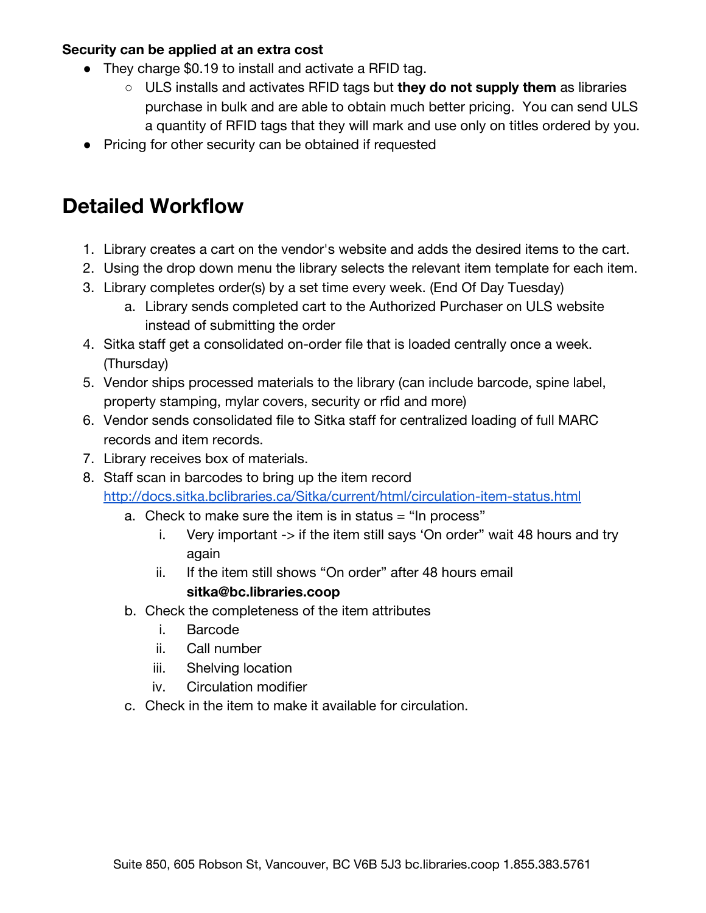**Security can be applied at an extra cost**

- They charge $0.19 to install and activate a RFID tag.
  - ULS installs and activates RFID tags but **they do not supply them** as libraries purchase in bulk and are able to obtain much better pricing. You can send ULS a quantity of RFID tags that they will mark and use only on titles ordered by you.
- Pricing for other security can be obtained if requested

# Detailed Workflow

1. Library creates a cart on the vendor's website and adds the desired items to the cart.
2. Using the drop down menu the library selects the relevant item template for each item.
3. Library completes order(s) by a set time every week. (End Of Day Tuesday)
   a. Library sends completed cart to the Authorized Purchaser on ULS website instead of submitting the order
4. Sitka staff get a consolidated on-order file that is loaded centrally once a week. (Thursday)
5. Vendor ships processed materials to the library (can include barcode, spine label, property stamping, mylar covers, security or rfid and more)
6. Vendor sends consolidated file to Sitka staff for centralized loading of full MARC records and item records.
7. Library receives box of materials.
8. Staff scan in barcodes to bring up the item record http://docs.sitka.bclibraries.ca/Sitka/current/html/circulation-item-status.html
   a. Check to make sure the item is in status = "In process"
      i. Very important -> if the item still says 'On order" wait 48 hours and try again
      ii. If the item still shows "On order" after 48 hours email **sitka@bc.libraries.coop**
   b. Check the completeness of the item attributes
      i. Barcode
      ii. Call number
      iii. Shelving location
      iv. Circulation modifier
   c. Check in the item to make it available for circulation.

Suite 850, 605 Robson St, Vancouver, BC V6B 5J3 bc.libraries.coop 1.855.383.5761